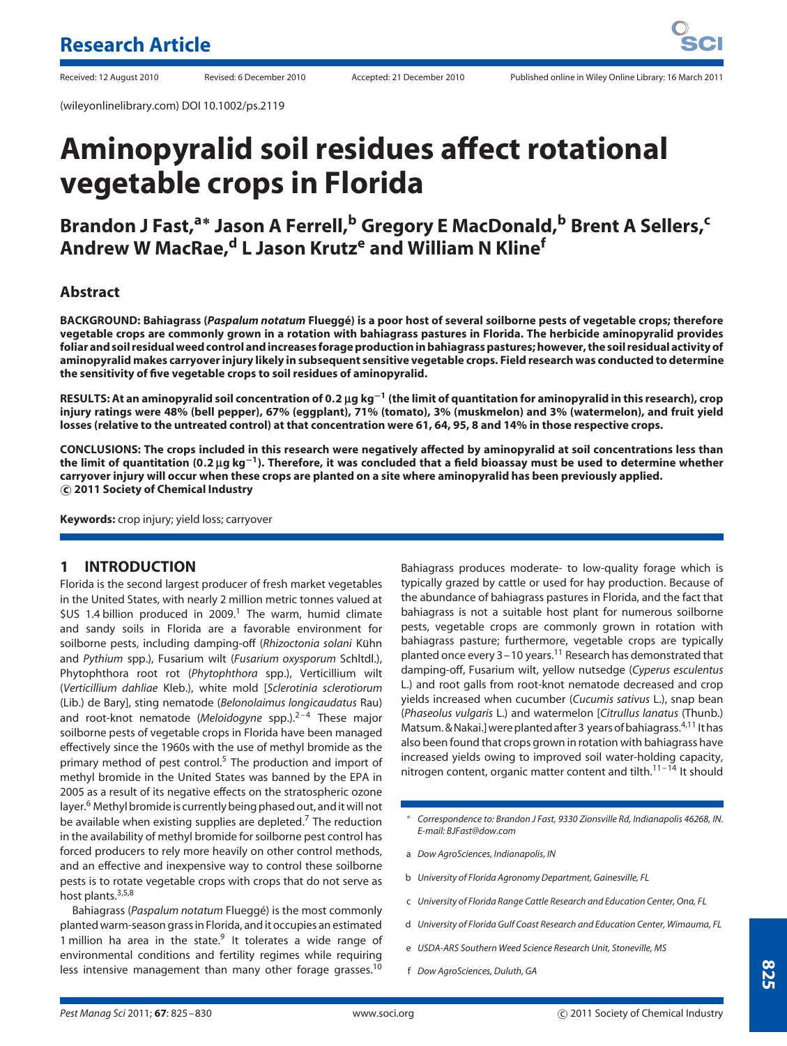Research Article

Received: 12 August 2010 Revised: 6 December 2010 Accepted: 21 December 2010 Published online in Wiley Online Library: 16 March 2011

(wileyonlinelibrary.com) DOI 10.1002/ps.2119

# Aminopyralid soil residues affect rotational vegetable crops in Florida

**Brandon J Fast,[a*] Jason A Ferrell,[b] Gregory E MacDonald,[b] Brent A Sellers,[c] Andrew W MacRae,[d] L Jason Krutz[e] and William N Kline[f]**

## Abstract

**BACKGROUND: Bahiagrass (*Paspalum notatum* Flueggé) is a poor host of several soilborne pests of vegetable crops; therefore vegetable crops are commonly grown in a rotation with bahiagrass pastures in Florida. The herbicide aminopyralid provides foliar and soil residual weed control and increases forage production in bahiagrass pastures; however, the soil residual activity of aminopyralid makes carryover injury likely in subsequent sensitive vegetable crops. Field research was conducted to determine the sensitivity of five vegetable crops to soil residues of aminopyralid.**

**RESULTS: At an aminopyralid soil concentration of 0.2 μg kg$^{-1}$ (the limit of quantitation for aminopyralid in this research), crop injury ratings were 48% (bell pepper), 67% (eggplant), 71% (tomato), 3% (muskmelon) and 3% (watermelon), and fruit yield losses (relative to the untreated control) at that concentration were 61, 64, 95, 8 and 14% in those respective crops.**

**CONCLUSIONS: The crops included in this research were negatively affected by aminopyralid at soil concentrations less than the limit of quantitation (0.2 μg kg$^{-1}$). Therefore, it was concluded that a field bioassay must be used to determine whether carryover injury will occur when these crops are planted on a site where aminopyralid has been previously applied.**
**© 2011 Society of Chemical Industry**

**Keywords:** crop injury; yield loss; carryover

## 1 INTRODUCTION

Florida is the second largest producer of fresh market vegetables in the United States, with nearly 2 million metric tonnes valued at \$US 1.4 billion produced in 2009.[1] The warm, humid climate and sandy soils in Florida are a favorable environment for soilborne pests, including damping-off (*Rhizoctonia solani* Kühn and *Pythium* spp.), Fusarium wilt (*Fusarium oxysporum* Schltdl.), Phytophthora root rot (*Phytophthora* spp.), Verticillium wilt (*Verticillium dahliae* Kleb.), white mold [*Sclerotinia sclerotiorum* (Lib.) de Bary], sting nematode (*Belonolaimus longicaudatus* Rau) and root-knot nematode (*Meloidogyne* spp.).[2–4] These major soilborne pests of vegetable crops in Florida have been managed effectively since the 1960s with the use of methyl bromide as the primary method of pest control.[5] The production and import of methyl bromide in the United States was banned by the EPA in 2005 as a result of its negative effects on the stratospheric ozone layer.[6] Methyl bromide is currently being phased out, and it will not be available when existing supplies are depleted.[7] The reduction in the availability of methyl bromide for soilborne pest control has forced producers to rely more heavily on other control methods, and an effective and inexpensive way to control these soilborne pests is to rotate vegetable crops with crops that do not serve as host plants.[3,5,8]

Bahiagrass (*Paspalum notatum* Flueggé) is the most commonly planted warm-season grass in Florida, and it occupies an estimated 1 million ha area in the state.[9] It tolerates a wide range of environmental conditions and fertility regimes while requiring less intensive management than many other forage grasses.[10] Bahiagrass produces moderate- to low-quality forage which is typically grazed by cattle or used for hay production. Because of the abundance of bahiagrass pastures in Florida, and the fact that bahiagrass is not a suitable host plant for numerous soilborne pests, vegetable crops are commonly grown in rotation with bahiagrass pasture; furthermore, vegetable crops are typically planted once every 3–10 years.[11] Research has demonstrated that damping-off, Fusarium wilt, yellow nutsedge (*Cyperus esculentus* L.) and root galls from root-knot nematode decreased and crop yields increased when cucumber (*Cucumis sativus* L.), snap bean (*Phaseolus vulgaris* L.) and watermelon [*Citrullus lanatus* (Thunb.) Matsum. & Nakai.] were planted after 3 years of bahiagrass.[4,11] It has also been found that crops grown in rotation with bahiagrass have increased yields owing to improved soil water-holding capacity, nitrogen content, organic matter content and tilth.[11–14] It should

\* Correspondence to: Brandon J Fast, 9330 Zionsville Rd, Indianapolis 46268, IN. E-mail: BJFast@dow.com

a Dow AgroSciences, Indianapolis, IN

b University of Florida Agronomy Department, Gainesville, FL

c University of Florida Range Cattle Research and Education Center, Ona, FL

d University of Florida Gulf Coast Research and Education Center, Wimauma, FL

e USDA-ARS Southern Weed Science Research Unit, Stoneville, MS

f Dow AgroSciences, Duluth, GA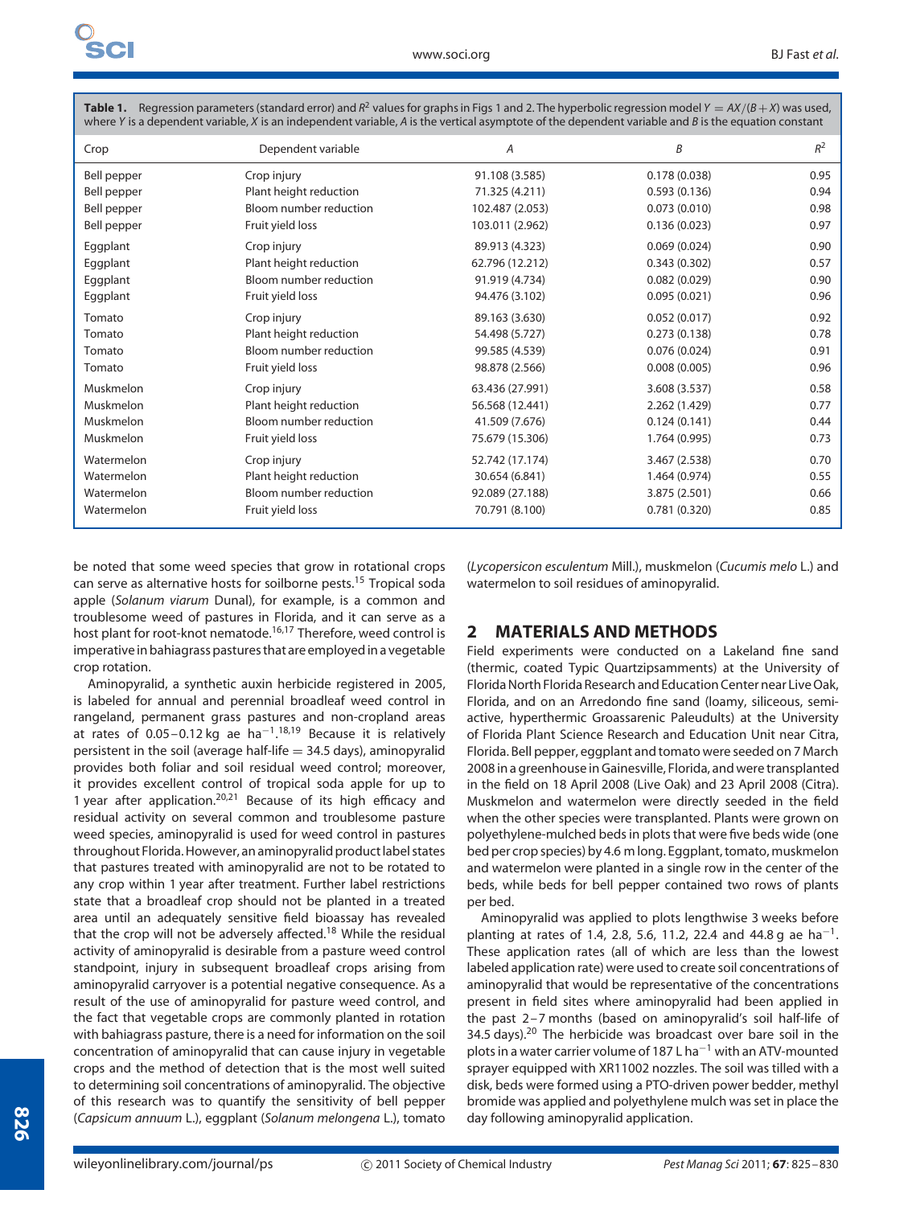**Table 1.** Regression parameters (standard error) and $R^2$ values for graphs in Figs 1 and 2. The hyperbolic regression model $Y = AX/(B + X)$ was used, where $Y$ is a dependent variable, $X$ is an independent variable, $A$ is the vertical asymptote of the dependent variable and $B$ is the equation constant

| Crop | Dependent variable | $A$ | $B$ | $R^2$ |
|---|---|---|---|---|
| Bell pepper | Crop injury | 91.108 (3.585) | 0.178 (0.038) | 0.95 |
| Bell pepper | Plant height reduction | 71.325 (4.211) | 0.593 (0.136) | 0.94 |
| Bell pepper | Bloom number reduction | 102.487 (2.053) | 0.073 (0.010) | 0.98 |
| Bell pepper | Fruit yield loss | 103.011 (2.962) | 0.136 (0.023) | 0.97 |
| Eggplant | Crop injury | 89.913 (4.323) | 0.069 (0.024) | 0.90 |
| Eggplant | Plant height reduction | 62.796 (12.212) | 0.343 (0.302) | 0.57 |
| Eggplant | Bloom number reduction | 91.919 (4.734) | 0.082 (0.029) | 0.90 |
| Eggplant | Fruit yield loss | 94.476 (3.102) | 0.095 (0.021) | 0.96 |
| Tomato | Crop injury | 89.163 (3.630) | 0.052 (0.017) | 0.92 |
| Tomato | Plant height reduction | 54.498 (5.727) | 0.273 (0.138) | 0.78 |
| Tomato | Bloom number reduction | 99.585 (4.539) | 0.076 (0.024) | 0.91 |
| Tomato | Fruit yield loss | 98.878 (2.566) | 0.008 (0.005) | 0.96 |
| Muskmelon | Crop injury | 63.436 (27.991) | 3.608 (3.537) | 0.58 |
| Muskmelon | Plant height reduction | 56.568 (12.441) | 2.262 (1.429) | 0.77 |
| Muskmelon | Bloom number reduction | 41.509 (7.676) | 0.124 (0.141) | 0.44 |
| Muskmelon | Fruit yield loss | 75.679 (15.306) | 1.764 (0.995) | 0.73 |
| Watermelon | Crop injury | 52.742 (17.174) | 3.467 (2.538) | 0.70 |
| Watermelon | Plant height reduction | 30.654 (6.841) | 1.464 (0.974) | 0.55 |
| Watermelon | Bloom number reduction | 92.089 (27.188) | 3.875 (2.501) | 0.66 |
| Watermelon | Fruit yield loss | 70.791 (8.100) | 0.781 (0.320) | 0.85 |

be noted that some weed species that grow in rotational crops can serve as alternative hosts for soilborne pests.[15] Tropical soda apple (*Solanum viarum* Dunal), for example, is a common and troublesome weed of pastures in Florida, and it can serve as a host plant for root-knot nematode.[16,17] Therefore, weed control is imperative in bahiagrass pastures that are employed in a vegetable crop rotation.

Aminopyralid, a synthetic auxin herbicide registered in 2005, is labeled for annual and perennial broadleaf weed control in rangeland, permanent grass pastures and non-cropland areas at rates of 0.05–0.12 kg ae ha$^{-1}$.[18,19] Because it is relatively persistent in the soil (average half-life = 34.5 days), aminopyralid provides both foliar and soil residual weed control; moreover, it provides excellent control of tropical soda apple for up to 1 year after application.[20,21] Because of its high efficacy and residual activity on several common and troublesome pasture weed species, aminopyralid is used for weed control in pastures throughout Florida. However, an aminopyralid product label states that pastures treated with aminopyralid are not to be rotated to any crop within 1 year after treatment. Further label restrictions state that a broadleaf crop should not be planted in a treated area until an adequately sensitive field bioassay has revealed that the crop will not be adversely affected.[18] While the residual activity of aminopyralid is desirable from a pasture weed control standpoint, injury in subsequent broadleaf crops arising from aminopyralid carryover is a potential negative consequence. As a result of the use of aminopyralid for pasture weed control, and the fact that vegetable crops are commonly planted in rotation with bahiagrass pasture, there is a need for information on the soil concentration of aminopyralid that can cause injury in vegetable crops and the method of detection that is the most well suited to determining soil concentrations of aminopyralid. The objective of this research was to quantify the sensitivity of bell pepper (*Capsicum annuum* L.), eggplant (*Solanum melongena* L.), tomato (*Lycopersicon esculentum* Mill.), muskmelon (*Cucumis melo* L.) and watermelon to soil residues of aminopyralid.

## 2 MATERIALS AND METHODS

Field experiments were conducted on a Lakeland fine sand (thermic, coated Typic Quartzipsamments) at the University of Florida North Florida Research and Education Center near Live Oak, Florida, and on an Arredondo fine sand (loamy, siliceous, semi-active, hyperthermic Grossarenic Paleudults) at the University of Florida Plant Science Research and Education Unit near Citra, Florida. Bell pepper, eggplant and tomato were seeded on 7 March 2008 in a greenhouse in Gainesville, Florida, and were transplanted in the field on 18 April 2008 (Live Oak) and 23 April 2008 (Citra). Muskmelon and watermelon were directly seeded in the field when the other species were transplanted. Plants were grown on polyethylene-mulched beds in plots that were five beds wide (one bed per crop species) by 4.6 m long. Eggplant, tomato, muskmelon and watermelon were planted in a single row in the center of the beds, while beds for bell pepper contained two rows of plants per bed.

Aminopyralid was applied to plots lengthwise 3 weeks before planting at rates of 1.4, 2.8, 5.6, 11.2, 22.4 and 44.8 g ae ha$^{-1}$. These application rates (all of which are less than the lowest labeled application rate) were used to create soil concentrations of aminopyralid that would be representative of the concentrations present in field sites where aminopyralid had been applied in the past 2–7 months (based on aminopyralid's soil half-life of 34.5 days).[20] The herbicide was broadcast over bare soil in the plots in a water carrier volume of 187 L ha$^{-1}$ with an ATV-mounted sprayer equipped with XR11002 nozzles. The soil was tilled with a disk, beds were formed using a PTO-driven power bedder, methyl bromide was applied and polyethylene mulch was set in place the day following aminopyralid application.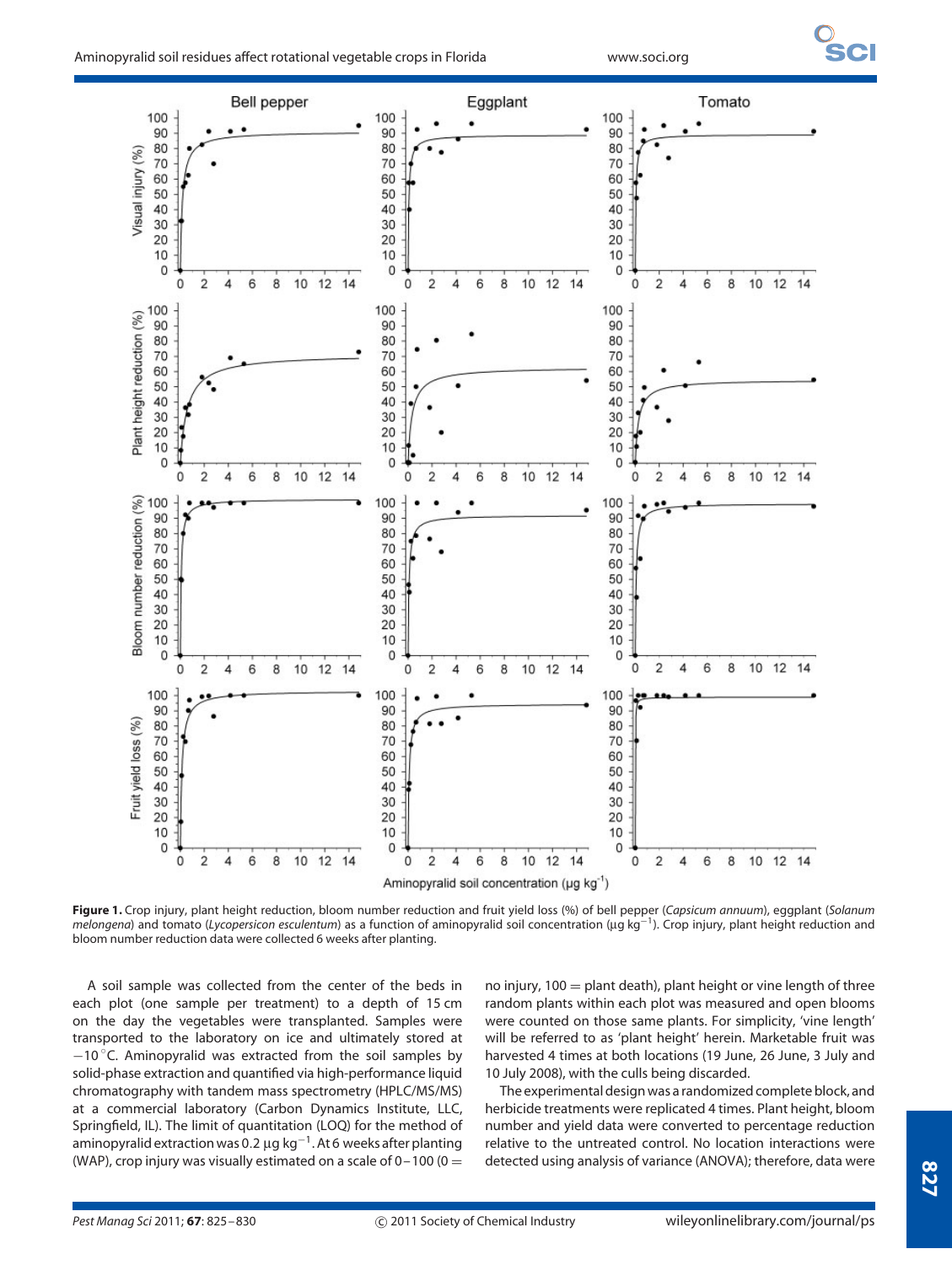**Figure 1.** Crop injury, plant height reduction, bloom number reduction and fruit yield loss (%) of bell pepper (*Capsicum annuum*), eggplant (*Solanum melongena*) and tomato (*Lycopersicon esculentum*) as a function of aminopyralid soil concentration (µg kg$^{-1}$). Crop injury, plant height reduction and bloom number reduction data were collected 6 weeks after planting.

A soil sample was collected from the center of the beds in each plot (one sample per treatment) to a depth of 15 cm on the day the vegetables were transplanted. Samples were transported to the laboratory on ice and ultimately stored at −10 °C. Aminopyralid was extracted from the soil samples by solid-phase extraction and quantified via high-performance liquid chromatography with tandem mass spectrometry (HPLC/MS/MS) at a commercial laboratory (Carbon Dynamics Institute, LLC, Springfield, IL). The limit of quantitation (LOQ) for the method of aminopyralid extraction was 0.2 µg kg$^{-1}$. At 6 weeks after planting (WAP), crop injury was visually estimated on a scale of 0–100 (0 = no injury, 100 = plant death), plant height or vine length of three random plants within each plot was measured and open blooms were counted on those same plants. For simplicity, 'vine length' will be referred to as 'plant height' herein. Marketable fruit was harvested 4 times at both locations (19 June, 26 June, 3 July and 10 July 2008), with the culls being discarded.

The experimental design was a randomized complete block, and herbicide treatments were replicated 4 times. Plant height, bloom number and yield data were converted to percentage reduction relative to the untreated control. No location interactions were detected using analysis of variance (ANOVA); therefore, data were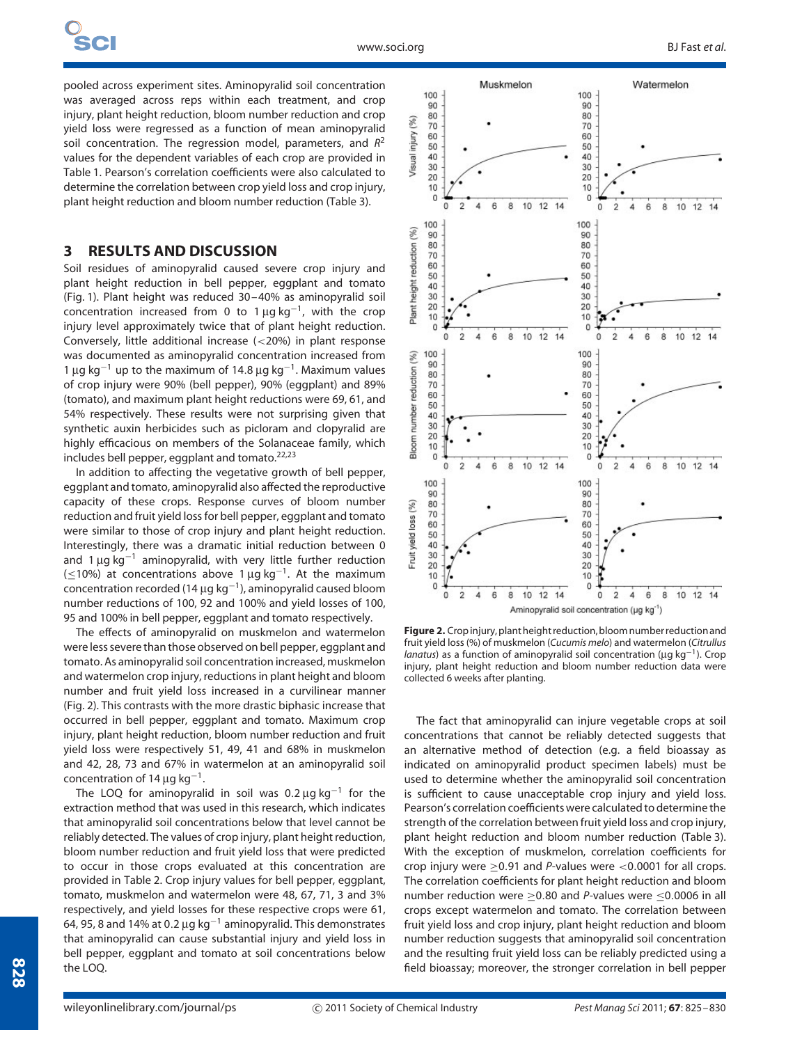pooled across experiment sites. Aminopyralid soil concentration was averaged across reps within each treatment, and crop injury, plant height reduction, bloom number reduction and crop yield loss were regressed as a function of mean aminopyralid soil concentration. The regression model, parameters, and $R^2$ values for the dependent variables of each crop are provided in Table 1. Pearson's correlation coefficients were also calculated to determine the correlation between crop yield loss and crop injury, plant height reduction and bloom number reduction (Table 3).

## 3 RESULTS AND DISCUSSION

Soil residues of aminopyralid caused severe crop injury and plant height reduction in bell pepper, eggplant and tomato (Fig. 1). Plant height was reduced 30–40% as aminopyralid soil concentration increased from 0 to 1 μg kg$^{-1}$, with the crop injury level approximately twice that of plant height reduction. Conversely, little additional increase (<20%) in plant response was documented as aminopyralid concentration increased from 1 μg kg$^{-1}$ up to the maximum of 14.8 μg kg$^{-1}$. Maximum values of crop injury were 90% (bell pepper), 90% (eggplant) and 89% (tomato), and maximum plant height reductions were 69, 61, and 54% respectively. These results were not surprising given that synthetic auxin herbicides such as picloram and clopyralid are highly efficacious on members of the Solanaceae family, which includes bell pepper, eggplant and tomato.[22,23]

In addition to affecting the vegetative growth of bell pepper, eggplant and tomato, aminopyralid also affected the reproductive capacity of these crops. Response curves of bloom number reduction and fruit yield loss for bell pepper, eggplant and tomato were similar to those of crop injury and plant height reduction. Interestingly, there was a dramatic initial reduction between 0 and 1 μg kg$^{-1}$ aminopyralid, with very little further reduction (≤10%) at concentrations above 1 μg kg$^{-1}$. At the maximum concentration recorded (14 μg kg$^{-1}$), aminopyralid caused bloom number reductions of 100, 92 and 100% and yield losses of 100, 95 and 100% in bell pepper, eggplant and tomato respectively.

The effects of aminopyralid on muskmelon and watermelon were less severe than those observed on bell pepper, eggplant and tomato. As aminopyralid soil concentration increased, muskmelon and watermelon crop injury, reductions in plant height and bloom number and fruit yield loss increased in a curvilinear manner (Fig. 2). This contrasts with the more drastic biphasic increase that occurred in bell pepper, eggplant and tomato. Maximum crop injury, plant height reduction, bloom number reduction and fruit yield loss were respectively 51, 49, 41 and 68% in muskmelon and 42, 28, 73 and 67% in watermelon at an aminopyralid soil concentration of 14 μg kg$^{-1}$.

The LOQ for aminopyralid in soil was 0.2 μg kg$^{-1}$ for the extraction method that was used in this research, which indicates that aminopyralid soil concentrations below that level cannot be reliably detected. The values of crop injury, plant height reduction, bloom number reduction and fruit yield loss that were predicted to occur in those crops evaluated at this concentration are provided in Table 2. Crop injury values for bell pepper, eggplant, tomato, muskmelon and watermelon were 48, 67, 71, 3 and 3% respectively, and yield losses for these respective crops were 61, 64, 95, 8 and 14% at 0.2 μg kg$^{-1}$ aminopyralid. This demonstrates that aminopyralid can cause substantial injury and yield loss in bell pepper, eggplant and tomato at soil concentrations below the LOQ.

**Figure 2.** Crop injury, plant height reduction, bloom number reduction and fruit yield loss (%) of muskmelon (*Cucumis melo*) and watermelon (*Citrullus lanatus*) as a function of aminopyralid soil concentration (μg kg$^{-1}$). Crop injury, plant height reduction and bloom number reduction data were collected 6 weeks after planting.

The fact that aminopyralid can injure vegetable crops at soil concentrations that cannot be reliably detected suggests that an alternative method of detection (e.g. a field bioassay as indicated on aminopyralid product specimen labels) must be used to determine whether the aminopyralid soil concentration is sufficient to cause unacceptable crop injury and yield loss. Pearson's correlation coefficients were calculated to determine the strength of the correlation between fruit yield loss and crop injury, plant height reduction and bloom number reduction (Table 3). With the exception of muskmelon, correlation coefficients for crop injury were ≥0.91 and *P*-values were <0.0001 for all crops. The correlation coefficients for plant height reduction and bloom number reduction were ≥0.80 and *P*-values were ≤0.0006 in all crops except watermelon and tomato. The correlation between fruit yield loss and crop injury, plant height reduction and bloom number reduction suggests that aminopyralid soil concentration and the resulting fruit yield loss can be reliably predicted using a field bioassay; moreover, the stronger correlation in bell pepper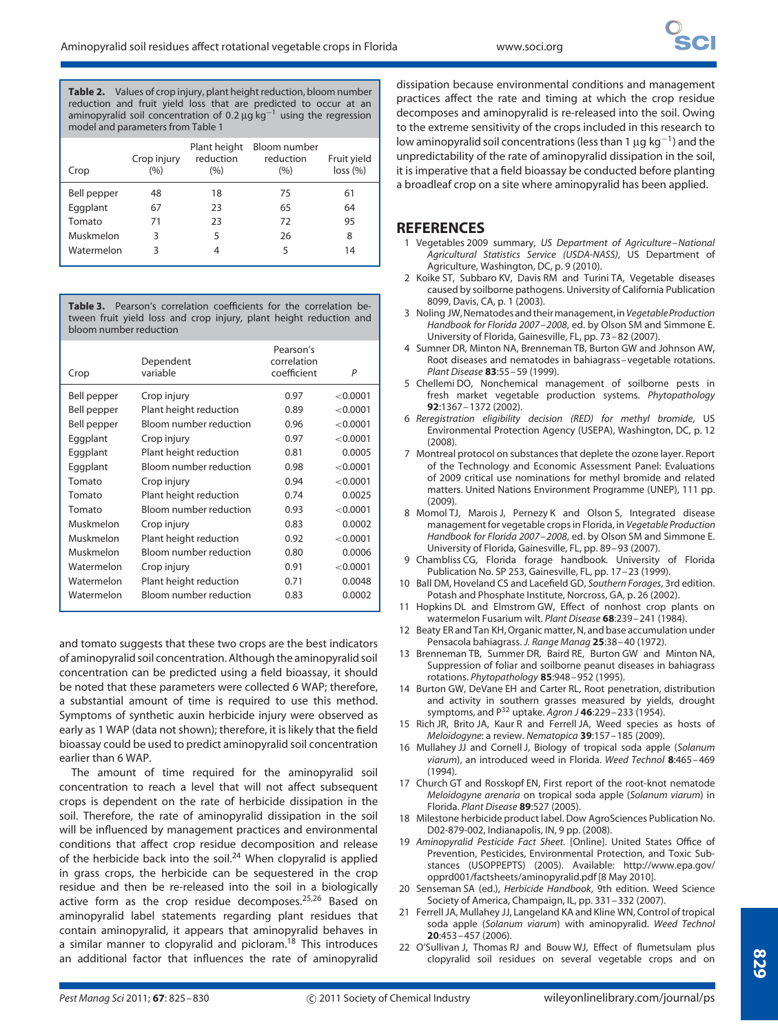**Table 2.** Values of crop injury, plant height reduction, bloom number reduction and fruit yield loss that are predicted to occur at an aminopyralid soil concentration of 0.2 µg kg$^{-1}$ using the regression model and parameters from Table 1

| Crop | Crop injury (%) | Plant height reduction (%) | Bloom number reduction (%) | Fruit yield loss (%) |
|---|---|---|---|---|
| Bell pepper | 48 | 18 | 75 | 61 |
| Eggplant | 67 | 23 | 65 | 64 |
| Tomato | 71 | 23 | 72 | 95 |
| Muskmelon | 3 | 5 | 26 | 8 |
| Watermelon | 3 | 4 | 5 | 14 |

**Table 3.** Pearson's correlation coefficients for the correlation between fruit yield loss and crop injury, plant height reduction and bloom number reduction

| Crop | Dependent variable | Pearson's correlation coefficient | *P* |
|---|---|---|---|
| Bell pepper | Crop injury | 0.97 | <0.0001 |
| Bell pepper | Plant height reduction | 0.89 | <0.0001 |
| Bell pepper | Bloom number reduction | 0.96 | <0.0001 |
| Eggplant | Crop injury | 0.97 | <0.0001 |
| Eggplant | Plant height reduction | 0.81 | 0.0005 |
| Eggplant | Bloom number reduction | 0.98 | <0.0001 |
| Tomato | Crop injury | 0.94 | <0.0001 |
| Tomato | Plant height reduction | 0.74 | 0.0025 |
| Tomato | Bloom number reduction | 0.93 | <0.0001 |
| Muskmelon | Crop injury | 0.83 | 0.0002 |
| Muskmelon | Plant height reduction | 0.92 | <0.0001 |
| Muskmelon | Bloom number reduction | 0.80 | 0.0006 |
| Watermelon | Crop injury | 0.91 | <0.0001 |
| Watermelon | Plant height reduction | 0.71 | 0.0048 |
| Watermelon | Bloom number reduction | 0.83 | 0.0002 |

and tomato suggests that these two crops are the best indicators of aminopyralid soil concentration. Although the aminopyralid soil concentration can be predicted using a field bioassay, it should be noted that these parameters were collected 6 WAP; therefore, a substantial amount of time is required to use this method. Symptoms of synthetic auxin herbicide injury were observed as early as 1 WAP (data not shown); therefore, it is likely that the field bioassay could be used to predict aminopyralid soil concentration earlier than 6 WAP.

The amount of time required for the aminopyralid soil concentration to reach a level that will not affect subsequent crops is dependent on the rate of herbicide dissipation in the soil. Therefore, the rate of aminopyralid dissipation in the soil will be influenced by management practices and environmental conditions that affect crop residue decomposition and release of the herbicide back into the soil.[24] When clopyralid is applied in grass crops, the herbicide can be sequestered in the crop residue and then be re-released into the soil in a biologically active form as the crop residue decomposes.[25,26] Based on aminopyralid label statements regarding plant residues that contain aminopyralid, it appears that aminopyralid behaves in a similar manner to clopyralid and picloram.[18] This introduces an additional factor that influences the rate of aminopyralid dissipation because environmental conditions and management practices affect the rate and timing at which the crop residue decomposes and aminopyralid is re-released into the soil. Owing to the extreme sensitivity of the crops included in this research to low aminopyralid soil concentrations (less than 1 µg kg$^{-1}$) and the unpredictability of the rate of aminopyralid dissipation in the soil, it is imperative that a field bioassay be conducted before planting a broadleaf crop on a site where aminopyralid has been applied.

## REFERENCES

1. Vegetables 2009 summary, *US Department of Agriculture–National Agricultural Statistics Service (USDA-NASS)*, US Department of Agriculture, Washington, DC, p. 9 (2010).
2. Koike ST, Subbaro KV, Davis RM and Turini TA, Vegetable diseases caused by soilborne pathogens. University of California Publication 8099, Davis, CA, p. 1 (2003).
3. Noling JW, Nematodes and their management, in *Vegetable Production Handbook for Florida 2007–2008*, ed. by Olson SM and Simmone E. University of Florida, Gainesville, FL, pp. 73–82 (2007).
4. Sumner DR, Minton NA, Brenneman TB, Burton GW and Johnson AW, Root diseases and nematodes in bahiagrass–vegetable rotations. *Plant Disease* **83**:55–59 (1999).
5. Chellemi DO, Nonchemical management of soilborne pests in fresh market vegetable production systems. *Phytopathology* **92**:1367–1372 (2002).
6. *Reregistration eligibility decision (RED) for methyl bromide*, US Environmental Protection Agency (USEPA), Washington, DC, p. 12 (2008).
7. Montreal protocol on substances that deplete the ozone layer. Report of the Technology and Economic Assessment Panel: Evaluations of 2009 critical use nominations for methyl bromide and related matters. United Nations Environment Programme (UNEP), 111 pp. (2009).
8. Momol TJ, Marois J, Pernezy K and Olson S, Integrated disease management for vegetable crops in Florida, in *Vegetable Production Handbook for Florida 2007–2008*, ed. by Olson SM and Simmone E. University of Florida, Gainesville, FL, pp. 89–93 (2007).
9. Chambliss CG, Florida forage handbook. University of Florida Publication No. SP 253, Gainesville, FL, pp. 17–23 (1999).
10. Ball DM, Hoveland CS and Lacefield GD, *Southern Forages*, 3rd edition. Potash and Phosphate Institute, Norcross, GA, p. 26 (2002).
11. Hopkins DL and Elmstrom GW, Effect of nonhost crop plants on watermelon Fusarium wilt. *Plant Disease* **68**:239–241 (1984).
12. Beaty ER and Tan KH, Organic matter, N, and base accumulation under Pensacola bahiagrass. *J. Range Manag* **25**:38–40 (1972).
13. Brenneman TB, Summer DR, Baird RE, Burton GW and Minton NA, Suppression of foliar and soilborne peanut diseases in bahiagrass rotations. *Phytopathology* **85**:948–952 (1995).
14. Burton GW, DeVane EH and Carter RL, Root penetration, distribution and activity in southern grasses measured by yields, drought symptoms, and $P^{32}$ uptake. *Agron J* **46**:229–233 (1954).
15. Rich JR, Brito JA, Kaur R and Ferrell JA, Weed species as hosts of *Meloidogyne*: a review. *Nematopica* **39**:157–185 (2009).
16. Mullahey JJ and Cornell J, Biology of tropical soda apple (*Solanum viarum*), an introduced weed in Florida. *Weed Technol* **8**:465–469 (1994).
17. Church GT and Rosskopf EN, First report of the root-knot nematode *Meloidogyne arenaria* on tropical soda apple (*Solanum viarum*) in Florida. *Plant Disease* **89**:527 (2005).
18. Milestone herbicide product label. Dow AgroSciences Publication No. D02-879-002, Indianapolis, IN, 9 pp. (2008).
19. *Aminopyralid Pesticide Fact Sheet.* [Online]. United States Office of Prevention, Pesticides, Environmental Protection, and Toxic Substances (USOPPEPTS) (2005). Available: http://www.epa.gov/opprd001/factsheets/aminopyralid.pdf [8 May 2010].
20. Senseman SA (ed.), *Herbicide Handbook*, 9th edition. Weed Science Society of America, Champaign, IL, pp. 331–332 (2007).
21. Ferrell JA, Mullahey JJ, Langeland KA and Kline WN, Control of tropical soda apple (*Solanum viarum*) with aminopyralid. *Weed Technol* **20**:453–457 (2006).
22. O'Sullivan J, Thomas RJ and Bouw WJ, Effect of flumetsulam plus clopyralid soil residues on several vegetable crops and on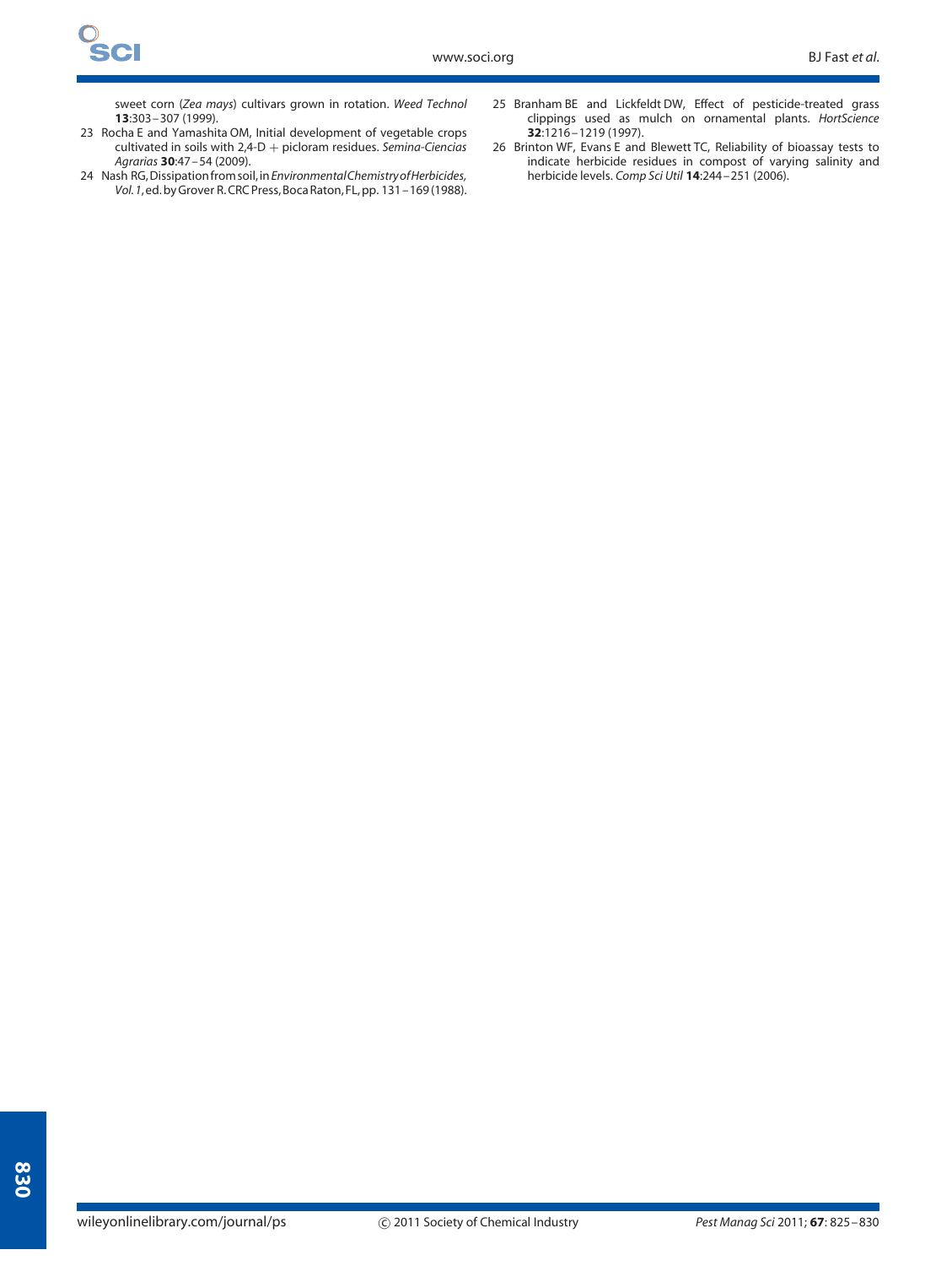sweet corn (*Zea mays*) cultivars grown in rotation. *Weed Technol* **13**:303–307 (1999).

23 Rocha E and Yamashita OM, Initial development of vegetable crops cultivated in soils with 2,4-D + picloram residues. *Semina-Ciencias Agrarias* **30**:47–54 (2009).

24 Nash RG, Dissipation from soil, in *Environmental Chemistry of Herbicides, Vol. 1*, ed. by Grover R. CRC Press, Boca Raton, FL, pp. 131–169 (1988).

25 Branham BE and Lickfeldt DW, Effect of pesticide-treated grass clippings used as mulch on ornamental plants. *HortScience* **32**:1216–1219 (1997).

26 Brinton WF, Evans E and Blewett TC, Reliability of bioassay tests to indicate herbicide residues in compost of varying salinity and herbicide levels. *Comp Sci Util* **14**:244–251 (2006).